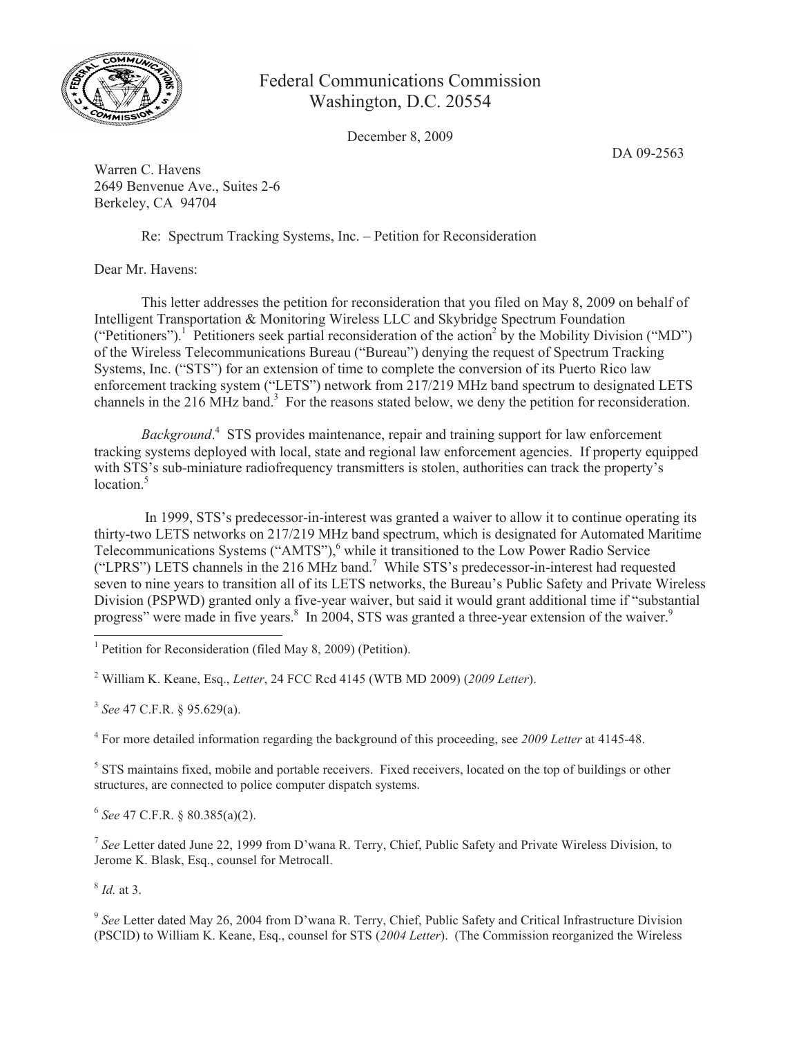Federal Communications Commission
Washington, D.C. 20554

December 8, 2009

DA 09-2563

Warren C. Havens
2649 Benvenue Ave., Suites 2-6
Berkeley, CA 94704

Re: Spectrum Tracking Systems, Inc. – Petition for Reconsideration

Dear Mr. Havens:

This letter addresses the petition for reconsideration that you filed on May 8, 2009 on behalf of Intelligent Transportation & Monitoring Wireless LLC and Skybridge Spectrum Foundation ("Petitioners").[1] Petitioners seek partial reconsideration of the action[2] by the Mobility Division ("MD") of the Wireless Telecommunications Bureau ("Bureau") denying the request of Spectrum Tracking Systems, Inc. ("STS") for an extension of time to complete the conversion of its Puerto Rico law enforcement tracking system ("LETS") network from 217/219 MHz band spectrum to designated LETS channels in the 216 MHz band.[3] For the reasons stated below, we deny the petition for reconsideration.

*Background*.[4] STS provides maintenance, repair and training support for law enforcement tracking systems deployed with local, state and regional law enforcement agencies. If property equipped with STS's sub-miniature radiofrequency transmitters is stolen, authorities can track the property's location.[5]

In 1999, STS's predecessor-in-interest was granted a waiver to allow it to continue operating its thirty-two LETS networks on 217/219 MHz band spectrum, which is designated for Automated Maritime Telecommunications Systems ("AMTS"),[6] while it transitioned to the Low Power Radio Service ("LPRS") LETS channels in the 216 MHz band.[7] While STS's predecessor-in-interest had requested seven to nine years to transition all of its LETS networks, the Bureau's Public Safety and Private Wireless Division (PSPWD) granted only a five-year waiver, but said it would grant additional time if "substantial progress" were made in five years.[8] In 2004, STS was granted a three-year extension of the waiver.[9]

---

[1] Petition for Reconsideration (filed May 8, 2009) (Petition).

[2] William K. Keane, Esq., *Letter*, 24 FCC Rcd 4145 (WTB MD 2009) (*2009 Letter*).

[3] *See* 47 C.F.R. § 95.629(a).

[4] For more detailed information regarding the background of this proceeding, see *2009 Letter* at 4145-48.

[5] STS maintains fixed, mobile and portable receivers. Fixed receivers, located on the top of buildings or other structures, are connected to police computer dispatch systems.

[6] *See* 47 C.F.R. § 80.385(a)(2).

[7] *See* Letter dated June 22, 1999 from D'wana R. Terry, Chief, Public Safety and Private Wireless Division, to Jerome K. Blask, Esq., counsel for Metrocall.

[8] *Id.* at 3.

[9] *See* Letter dated May 26, 2004 from D'wana R. Terry, Chief, Public Safety and Critical Infrastructure Division (PSCID) to William K. Keane, Esq., counsel for STS (*2004 Letter*). (The Commission reorganized the Wireless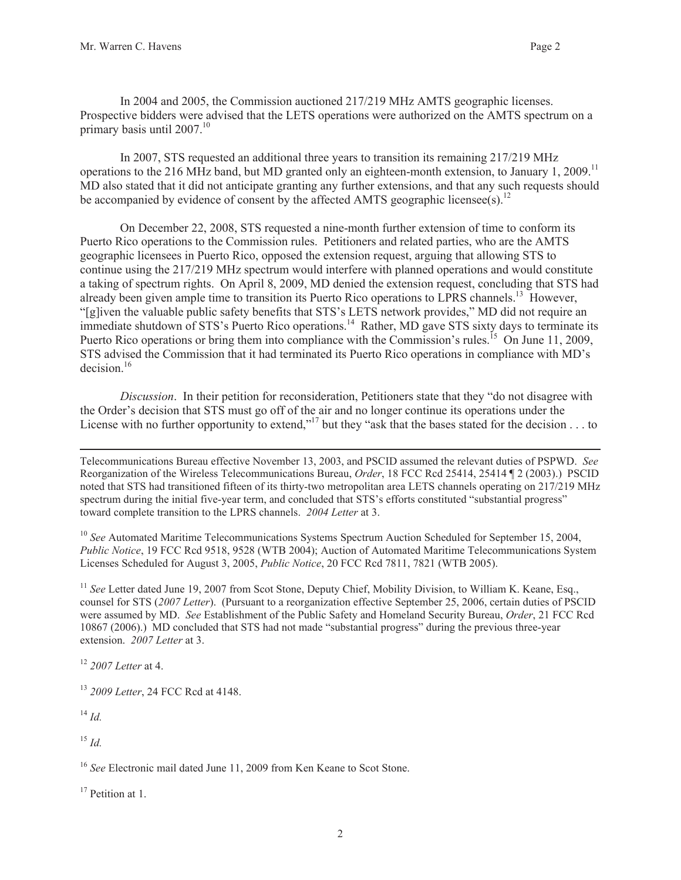In 2004 and 2005, the Commission auctioned 217/219 MHz AMTS geographic licenses. Prospective bidders were advised that the LETS operations were authorized on the AMTS spectrum on a primary basis until 2007.[10]

In 2007, STS requested an additional three years to transition its remaining 217/219 MHz operations to the 216 MHz band, but MD granted only an eighteen-month extension, to January 1, 2009.[11] MD also stated that it did not anticipate granting any further extensions, and that any such requests should be accompanied by evidence of consent by the affected AMTS geographic licensee(s).[12]

On December 22, 2008, STS requested a nine-month further extension of time to conform its Puerto Rico operations to the Commission rules. Petitioners and related parties, who are the AMTS geographic licensees in Puerto Rico, opposed the extension request, arguing that allowing STS to continue using the 217/219 MHz spectrum would interfere with planned operations and would constitute a taking of spectrum rights. On April 8, 2009, MD denied the extension request, concluding that STS had already been given ample time to transition its Puerto Rico operations to LPRS channels.[13] However, "[g]iven the valuable public safety benefits that STS's LETS network provides," MD did not require an immediate shutdown of STS's Puerto Rico operations.[14] Rather, MD gave STS sixty days to terminate its Puerto Rico operations or bring them into compliance with the Commission's rules.[15] On June 11, 2009, STS advised the Commission that it had terminated its Puerto Rico operations in compliance with MD's decision.[16]

*Discussion*. In their petition for reconsideration, Petitioners state that they "do not disagree with the Order's decision that STS must go off of the air and no longer continue its operations under the License with no further opportunity to extend,"[17] but they "ask that the bases stated for the decision . . . to

---

Telecommunications Bureau effective November 13, 2003, and PSCID assumed the relevant duties of PSPWD. *See* Reorganization of the Wireless Telecommunications Bureau, *Order*, 18 FCC Rcd 25414, 25414 ¶ 2 (2003).) PSCID noted that STS had transitioned fifteen of its thirty-two metropolitan area LETS channels operating on 217/219 MHz spectrum during the initial five-year term, and concluded that STS's efforts constituted "substantial progress" toward complete transition to the LPRS channels. *2004 Letter* at 3.

[10] *See* Automated Maritime Telecommunications Systems Spectrum Auction Scheduled for September 15, 2004, *Public Notice*, 19 FCC Rcd 9518, 9528 (WTB 2004); Auction of Automated Maritime Telecommunications System Licenses Scheduled for August 3, 2005, *Public Notice*, 20 FCC Rcd 7811, 7821 (WTB 2005).

[11] *See* Letter dated June 19, 2007 from Scot Stone, Deputy Chief, Mobility Division, to William K. Keane, Esq., counsel for STS (*2007 Letter*). (Pursuant to a reorganization effective September 25, 2006, certain duties of PSCID were assumed by MD. *See* Establishment of the Public Safety and Homeland Security Bureau, *Order*, 21 FCC Rcd 10867 (2006).) MD concluded that STS had not made "substantial progress" during the previous three-year extension. *2007 Letter* at 3.

[12] *2007 Letter* at 4.

[13] *2009 Letter*, 24 FCC Rcd at 4148.

[14] *Id.*

[15] *Id.*

[16] *See* Electronic mail dated June 11, 2009 from Ken Keane to Scot Stone.

[17] Petition at 1.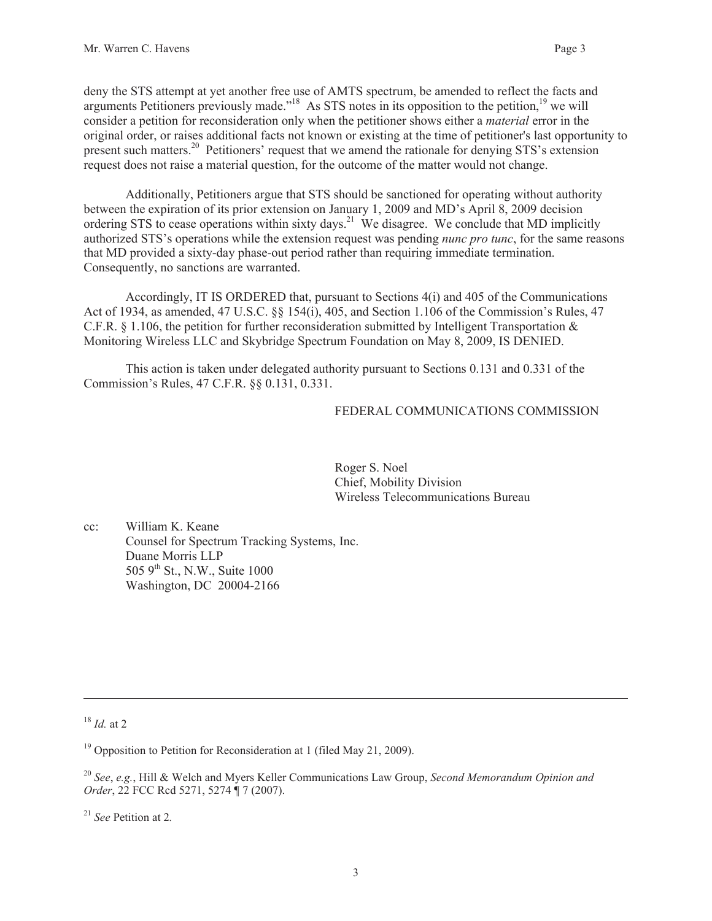deny the STS attempt at yet another free use of AMTS spectrum, be amended to reflect the facts and arguments Petitioners previously made."[18] As STS notes in its opposition to the petition,[19] we will consider a petition for reconsideration only when the petitioner shows either a *material* error in the original order, or raises additional facts not known or existing at the time of petitioner's last opportunity to present such matters.[20] Petitioners' request that we amend the rationale for denying STS's extension request does not raise a material question, for the outcome of the matter would not change.

Additionally, Petitioners argue that STS should be sanctioned for operating without authority between the expiration of its prior extension on January 1, 2009 and MD's April 8, 2009 decision ordering STS to cease operations within sixty days.[21] We disagree. We conclude that MD implicitly authorized STS's operations while the extension request was pending *nunc pro tunc*, for the same reasons that MD provided a sixty-day phase-out period rather than requiring immediate termination. Consequently, no sanctions are warranted.

Accordingly, IT IS ORDERED that, pursuant to Sections 4(i) and 405 of the Communications Act of 1934, as amended, 47 U.S.C. §§ 154(i), 405, and Section 1.106 of the Commission's Rules, 47 C.F.R. § 1.106, the petition for further reconsideration submitted by Intelligent Transportation & Monitoring Wireless LLC and Skybridge Spectrum Foundation on May 8, 2009, IS DENIED.

This action is taken under delegated authority pursuant to Sections 0.131 and 0.331 of the Commission's Rules, 47 C.F.R. §§ 0.131, 0.331.

FEDERAL COMMUNICATIONS COMMISSION

Roger S. Noel
Chief, Mobility Division
Wireless Telecommunications Bureau

cc: William K. Keane
Counsel for Spectrum Tracking Systems, Inc.
Duane Morris LLP
505 9th St., N.W., Suite 1000
Washington, DC 20004-2166

---

[18] *Id.* at 2

[19] Opposition to Petition for Reconsideration at 1 (filed May 21, 2009).

[20] *See*, *e.g.*, Hill & Welch and Myers Keller Communications Law Group, *Second Memorandum Opinion and Order*, 22 FCC Rcd 5271, 5274 ¶ 7 (2007).

[21] *See* Petition at 2.